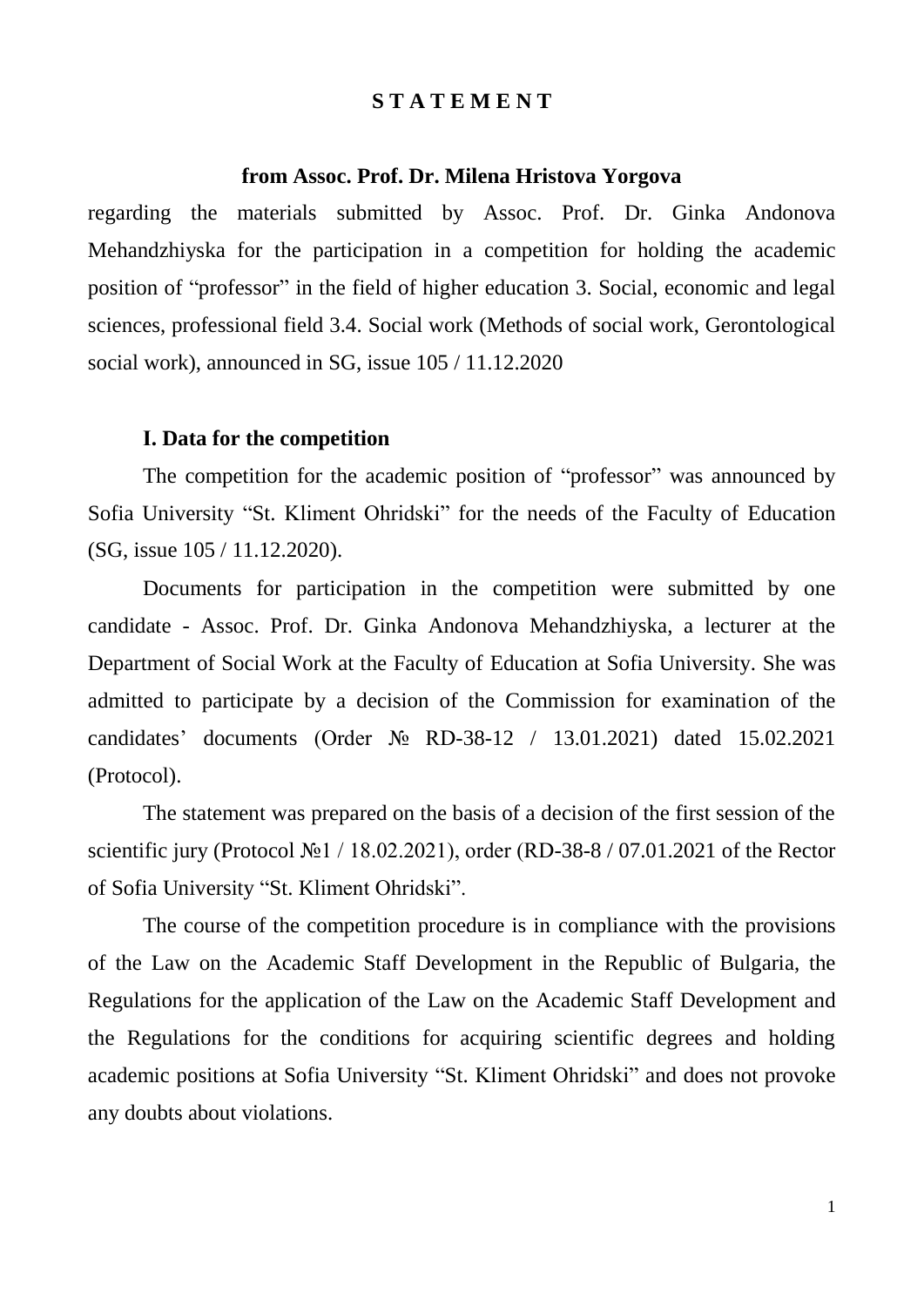# S T A T E M E N T

**from Assoc. Prof. Dr. Milena Hristova Yorgova**

regarding the materials submitted by Assoc. Prof. Dr. Ginka Andonova Mehandzhiyska for the participation in a competition for holding the academic position of "professor" in the field of higher education 3. Social, economic and legal sciences, professional field 3.4. Social work (Methods of social work, Gerontological social work), announced in SG, issue 105 / 11.12.2020

## I. Data for the competition

The competition for the academic position of "professor" was announced by Sofia University "St. Kliment Ohridski" for the needs of the Faculty of Education (SG, issue 105 / 11.12.2020).

Documents for participation in the competition were submitted by one candidate - Assoc. Prof. Dr. Ginka Andonova Mehandzhiyska, a lecturer at the Department of Social Work at the Faculty of Education at Sofia University. She was admitted to participate by a decision of the Commission for examination of the candidates' documents (Order № RD-38-12 / 13.01.2021) dated 15.02.2021 (Protocol).

The statement was prepared on the basis of a decision of the first session of the scientific jury (Protocol №1 / 18.02.2021), order (RD-38-8 / 07.01.2021 of the Rector of Sofia University "St. Kliment Ohridski".

The course of the competition procedure is in compliance with the provisions of the Law on the Academic Staff Development in the Republic of Bulgaria, the Regulations for the application of the Law on the Academic Staff Development and the Regulations for the conditions for acquiring scientific degrees and holding academic positions at Sofia University "St. Kliment Ohridski" and does not provoke any doubts about violations.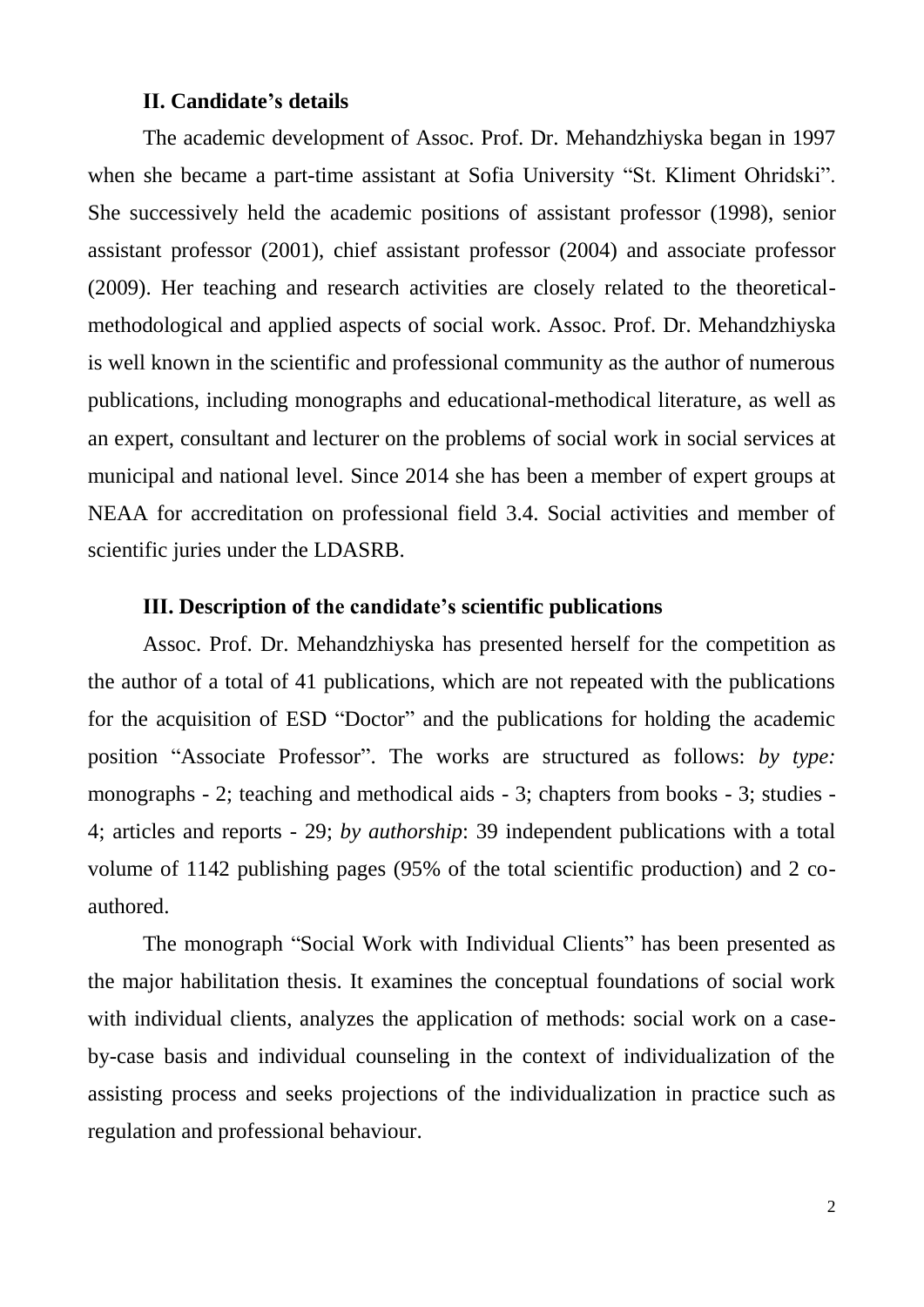### II. Candidate's details

The academic development of Assoc. Prof. Dr. Mehandzhiyska began in 1997 when she became a part-time assistant at Sofia University "St. Kliment Ohridski". She successively held the academic positions of assistant professor (1998), senior assistant professor (2001), chief assistant professor (2004) and associate professor (2009). Her teaching and research activities are closely related to the theoretical-methodological and applied aspects of social work. Assoc. Prof. Dr. Mehandzhiyska is well known in the scientific and professional community as the author of numerous publications, including monographs and educational-methodical literature, as well as an expert, consultant and lecturer on the problems of social work in social services at municipal and national level. Since 2014 she has been a member of expert groups at NEAA for accreditation on professional field 3.4. Social activities and member of scientific juries under the LDASRB.

### III. Description of the candidate's scientific publications

Assoc. Prof. Dr. Mehandzhiyska has presented herself for the competition as the author of a total of 41 publications, which are not repeated with the publications for the acquisition of ESD "Doctor" and the publications for holding the academic position "Associate Professor". The works are structured as follows: *by type:* monographs - 2; teaching and methodical aids - 3; chapters from books - 3; studies - 4; articles and reports - 29; *by authorship*: 39 independent publications with a total volume of 1142 publishing pages (95% of the total scientific production) and 2 co-authored.

The monograph "Social Work with Individual Clients" has been presented as the major habilitation thesis. It examines the conceptual foundations of social work with individual clients, analyzes the application of methods: social work on a case-by-case basis and individual counseling in the context of individualization of the assisting process and seeks projections of the individualization in practice such as regulation and professional behaviour.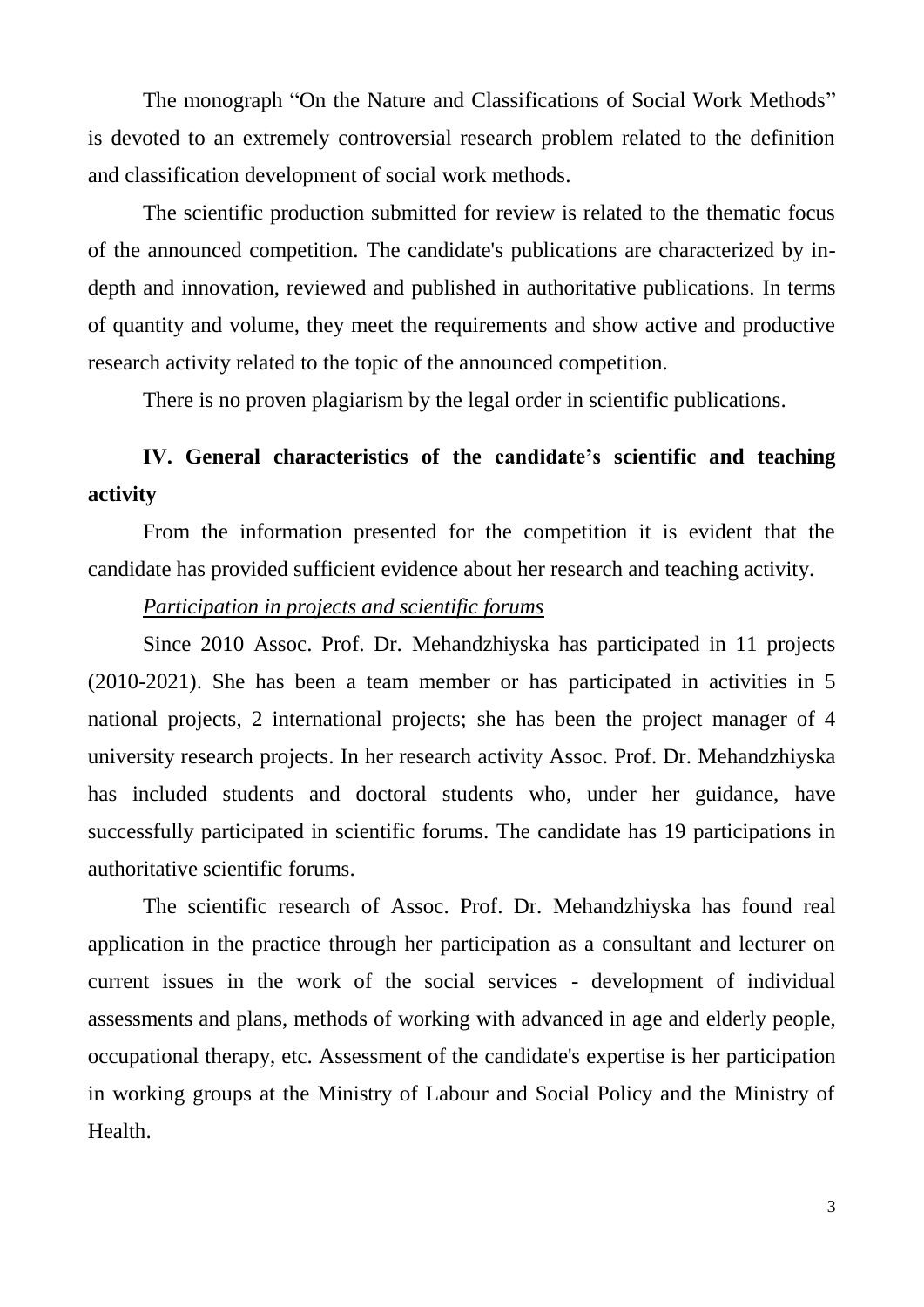The monograph “On the Nature and Classifications of Social Work Methods” is devoted to an extremely controversial research problem related to the definition and classification development of social work methods.

The scientific production submitted for review is related to the thematic focus of the announced competition. The candidate's publications are characterized by in-depth and innovation, reviewed and published in authoritative publications. In terms of quantity and volume, they meet the requirements and show active and productive research activity related to the topic of the announced competition.

There is no proven plagiarism by the legal order in scientific publications.

## IV. General characteristics of the candidate’s scientific and teaching activity

From the information presented for the competition it is evident that the candidate has provided sufficient evidence about her research and teaching activity.

*Participation in projects and scientific forums*

Since 2010 Assoc. Prof. Dr. Mehandzhiyska has participated in 11 projects (2010-2021). She has been a team member or has participated in activities in 5 national projects, 2 international projects; she has been the project manager of 4 university research projects. In her research activity Assoc. Prof. Dr. Mehandzhiyska has included students and doctoral students who, under her guidance, have successfully participated in scientific forums. The candidate has 19 participations in authoritative scientific forums.

The scientific research of Assoc. Prof. Dr. Mehandzhiyska has found real application in the practice through her participation as a consultant and lecturer on current issues in the work of the social services - development of individual assessments and plans, methods of working with advanced in age and elderly people, occupational therapy, etc. Assessment of the candidate's expertise is her participation in working groups at the Ministry of Labour and Social Policy and the Ministry of Health.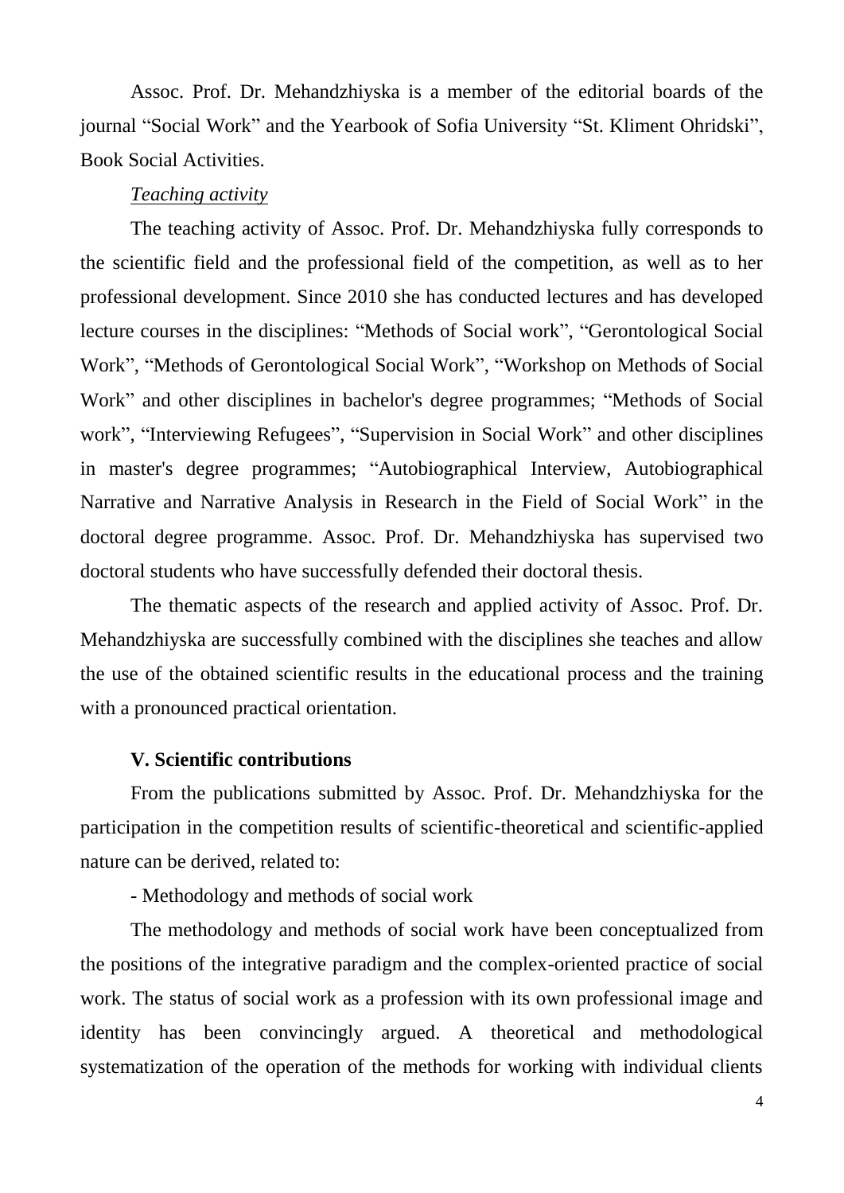Assoc. Prof. Dr. Mehandzhiyska is a member of the editorial boards of the journal “Social Work” and the Yearbook of Sofia University “St. Kliment Ohridski”, Book Social Activities.

*Teaching activity*

The teaching activity of Assoc. Prof. Dr. Mehandzhiyska fully corresponds to the scientific field and the professional field of the competition, as well as to her professional development. Since 2010 she has conducted lectures and has developed lecture courses in the disciplines: “Methods of Social work”, “Gerontological Social Work”, “Methods of Gerontological Social Work”, “Workshop on Methods of Social Work” and other disciplines in bachelor's degree programmes; “Methods of Social work”, “Interviewing Refugees”, “Supervision in Social Work” and other disciplines in master's degree programmes; “Autobiographical Interview, Autobiographical Narrative and Narrative Analysis in Research in the Field of Social Work” in the doctoral degree programme. Assoc. Prof. Dr. Mehandzhiyska has supervised two doctoral students who have successfully defended their doctoral thesis.

The thematic aspects of the research and applied activity of Assoc. Prof. Dr. Mehandzhiyska are successfully combined with the disciplines she teaches and allow the use of the obtained scientific results in the educational process and the training with a pronounced practical orientation.

**V. Scientific contributions**

From the publications submitted by Assoc. Prof. Dr. Mehandzhiyska for the participation in the competition results of scientific-theoretical and scientific-applied nature can be derived, related to:

- Methodology and methods of social work

The methodology and methods of social work have been conceptualized from the positions of the integrative paradigm and the complex-oriented practice of social work. The status of social work as a profession with its own professional image and identity has been convincingly argued. A theoretical and methodological systematization of the operation of the methods for working with individual clients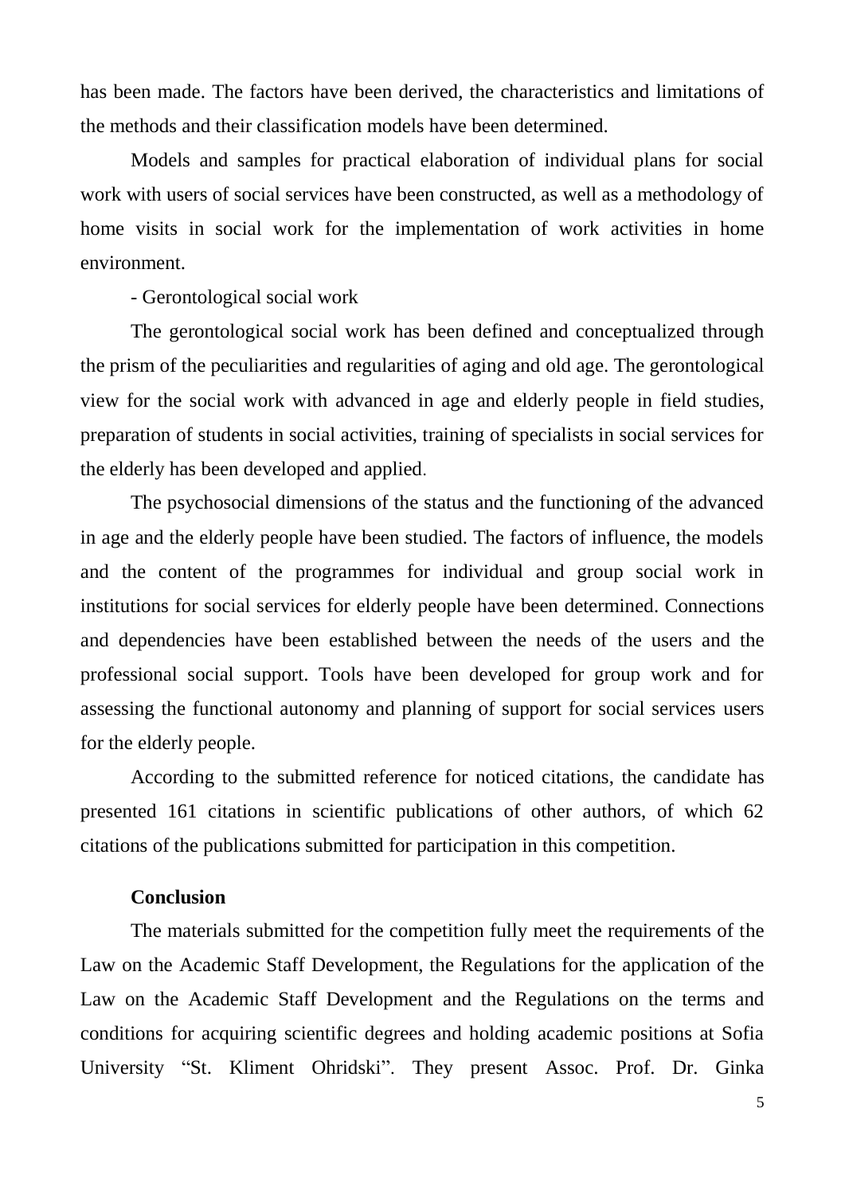has been made. The factors have been derived, the characteristics and limitations of the methods and their classification models have been determined.

Models and samples for practical elaboration of individual plans for social work with users of social services have been constructed, as well as a methodology of home visits in social work for the implementation of work activities in home environment.

- Gerontological social work

The gerontological social work has been defined and conceptualized through the prism of the peculiarities and regularities of aging and old age. The gerontological view for the social work with advanced in age and elderly people in field studies, preparation of students in social activities, training of specialists in social services for the elderly has been developed and applied.

The psychosocial dimensions of the status and the functioning of the advanced in age and the elderly people have been studied. The factors of influence, the models and the content of the programmes for individual and group social work in institutions for social services for elderly people have been determined. Connections and dependencies have been established between the needs of the users and the professional social support. Tools have been developed for group work and for assessing the functional autonomy and planning of support for social services users for the elderly people.

According to the submitted reference for noticed citations, the candidate has presented 161 citations in scientific publications of other authors, of which 62 citations of the publications submitted for participation in this competition.

**Conclusion**

The materials submitted for the competition fully meet the requirements of the Law on the Academic Staff Development, the Regulations for the application of the Law on the Academic Staff Development and the Regulations on the terms and conditions for acquiring scientific degrees and holding academic positions at Sofia University "St. Kliment Ohridski". They present Assoc. Prof. Dr. Ginka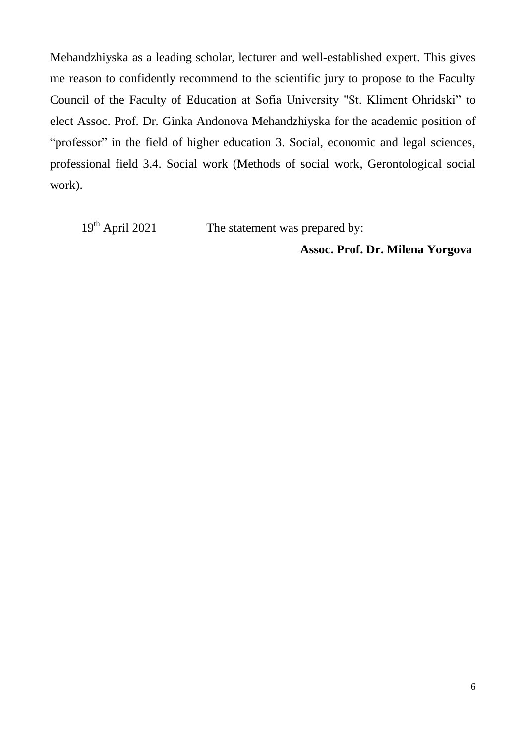Mehandzhiyska as a leading scholar, lecturer and well-established expert. This gives me reason to confidently recommend to the scientific jury to propose to the Faculty Council of the Faculty of Education at Sofia University "St. Kliment Ohridski" to elect Assoc. Prof. Dr. Ginka Andonova Mehandzhiyska for the academic position of "professor" in the field of higher education 3. Social, economic and legal sciences, professional field 3.4. Social work (Methods of social work, Gerontological social work).

19th April 2021 The statement was prepared by:

**Assoc. Prof. Dr. Milena Yorgova**